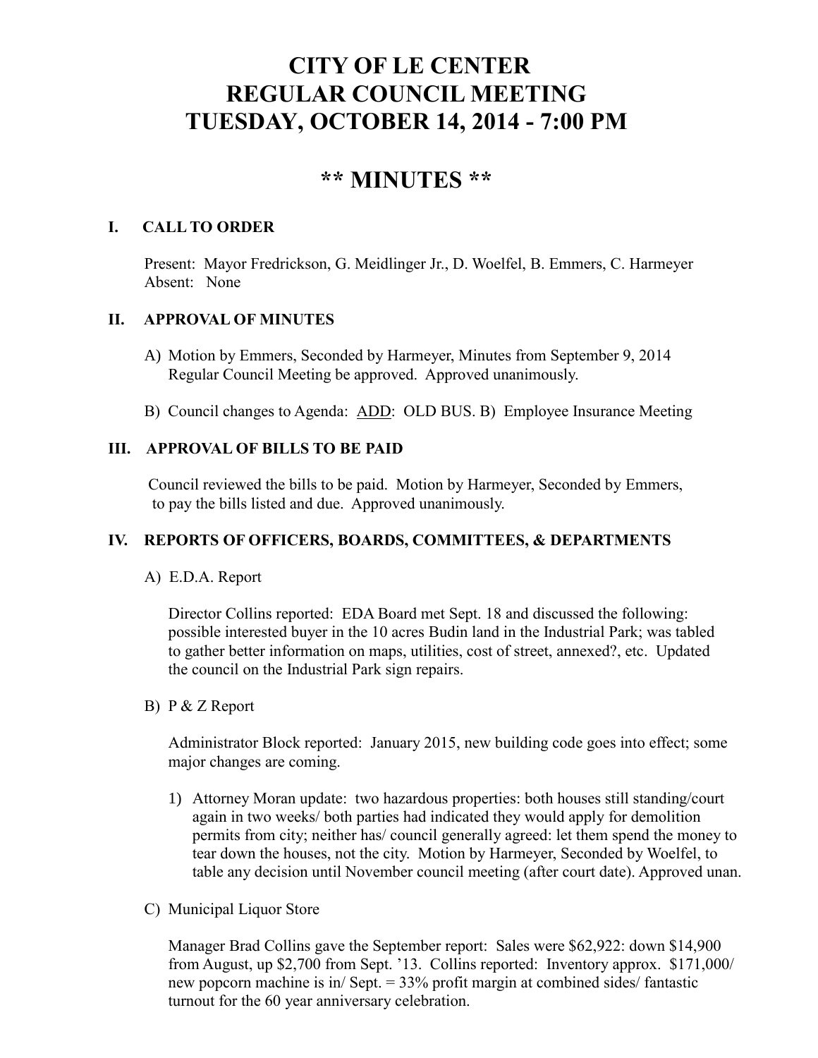# CITY OF LE CENTER
# REGULAR COUNCIL MEETING
# TUESDAY, OCTOBER 14, 2014 - 7:00 PM

## ** MINUTES **

### I. CALL TO ORDER

Present: Mayor Fredrickson, G. Meidlinger Jr., D. Woelfel, B. Emmers, C. Harmeyer
Absent: None

### II. APPROVAL OF MINUTES

A) Motion by Emmers, Seconded by Harmeyer, Minutes from September 9, 2014 Regular Council Meeting be approved. Approved unanimously.

B) Council changes to Agenda: ADD: OLD BUS. B) Employee Insurance Meeting

### III. APPROVAL OF BILLS TO BE PAID

Council reviewed the bills to be paid. Motion by Harmeyer, Seconded by Emmers, to pay the bills listed and due. Approved unanimously.

### IV. REPORTS OF OFFICERS, BOARDS, COMMITTEES, & DEPARTMENTS

A) E.D.A. Report

Director Collins reported: EDA Board met Sept. 18 and discussed the following: possible interested buyer in the 10 acres Budin land in the Industrial Park; was tabled to gather better information on maps, utilities, cost of street, annexed?, etc. Updated the council on the Industrial Park sign repairs.

B) P & Z Report

Administrator Block reported: January 2015, new building code goes into effect; some major changes are coming.

1) Attorney Moran update: two hazardous properties: both houses still standing/court again in two weeks/ both parties had indicated they would apply for demolition permits from city; neither has/ council generally agreed: let them spend the money to tear down the houses, not the city. Motion by Harmeyer, Seconded by Woelfel, to table any decision until November council meeting (after court date). Approved unan.

C) Municipal Liquor Store

Manager Brad Collins gave the September report: Sales were $62,922: down $14,900 from August, up $2,700 from Sept. '13. Collins reported: Inventory approx. $171,000/ new popcorn machine is in/ Sept. = 33% profit margin at combined sides/ fantastic turnout for the 60 year anniversary celebration.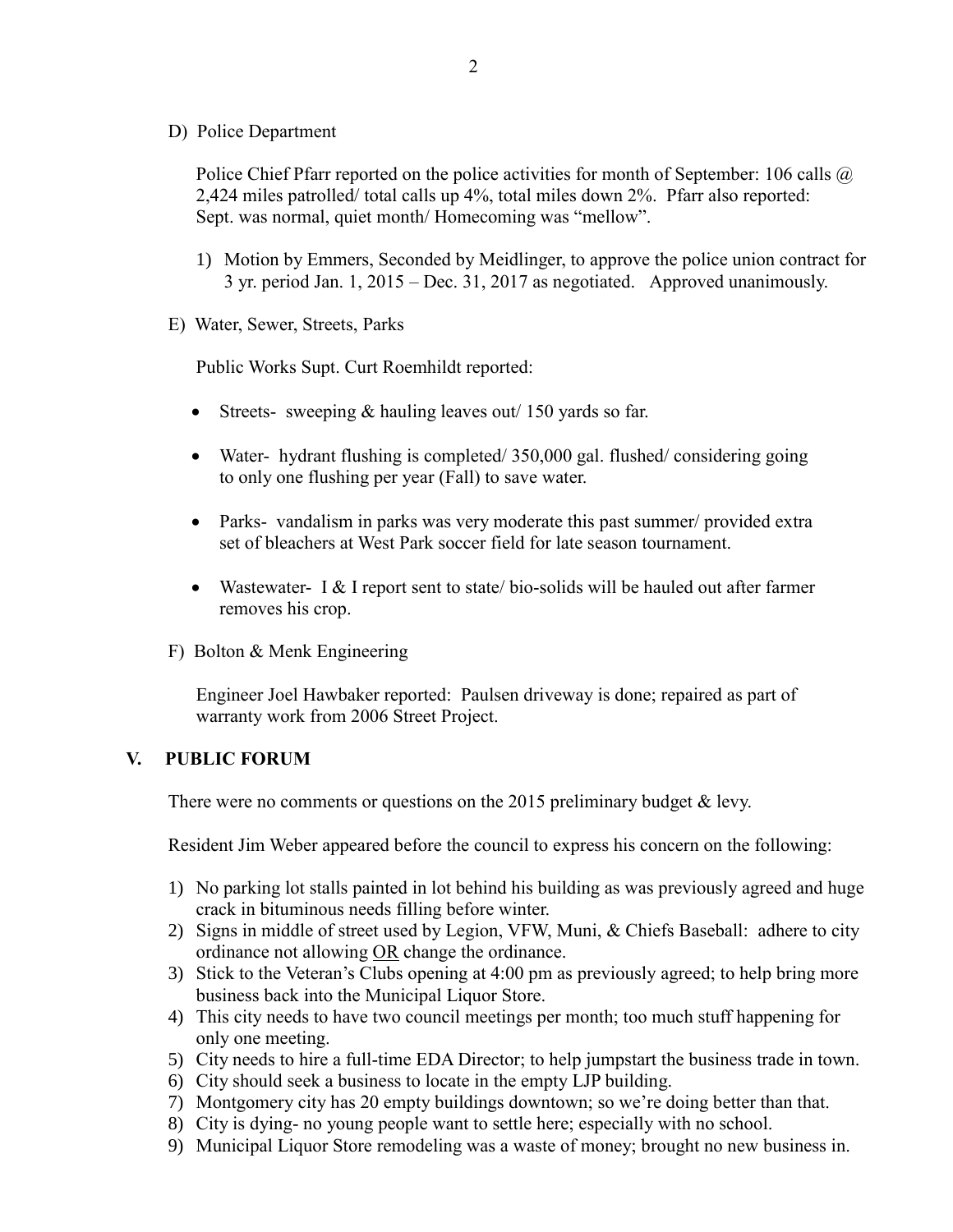D) Police Department

Police Chief Pfarr reported on the police activities for month of September: 106 calls @ 2,424 miles patrolled/ total calls up 4%, total miles down 2%. Pfarr also reported: Sept. was normal, quiet month/ Homecoming was "mellow".

1) Motion by Emmers, Seconded by Meidlinger, to approve the police union contract for 3 yr. period Jan. 1, 2015 – Dec. 31, 2017 as negotiated. Approved unanimously.

E) Water, Sewer, Streets, Parks

Public Works Supt. Curt Roemhildt reported:

- Streets- sweeping & hauling leaves out/ 150 yards so far.
- Water- hydrant flushing is completed/ 350,000 gal. flushed/ considering going to only one flushing per year (Fall) to save water.
- Parks- vandalism in parks was very moderate this past summer/ provided extra set of bleachers at West Park soccer field for late season tournament.
- Wastewater- I & I report sent to state/ bio-solids will be hauled out after farmer removes his crop.

F) Bolton & Menk Engineering

Engineer Joel Hawbaker reported: Paulsen driveway is done; repaired as part of warranty work from 2006 Street Project.

## V. PUBLIC FORUM

There were no comments or questions on the 2015 preliminary budget & levy.

Resident Jim Weber appeared before the council to express his concern on the following:

1) No parking lot stalls painted in lot behind his building as was previously agreed and huge crack in bituminous needs filling before winter.
2) Signs in middle of street used by Legion, VFW, Muni, & Chiefs Baseball: adhere to city ordinance not allowing <u>OR</u> change the ordinance.
3) Stick to the Veteran's Clubs opening at 4:00 pm as previously agreed; to help bring more business back into the Municipal Liquor Store.
4) This city needs to have two council meetings per month; too much stuff happening for only one meeting.
5) City needs to hire a full-time EDA Director; to help jumpstart the business trade in town.
6) City should seek a business to locate in the empty LJP building.
7) Montgomery city has 20 empty buildings downtown; so we're doing better than that.
8) City is dying- no young people want to settle here; especially with no school.
9) Municipal Liquor Store remodeling was a waste of money; brought no new business in.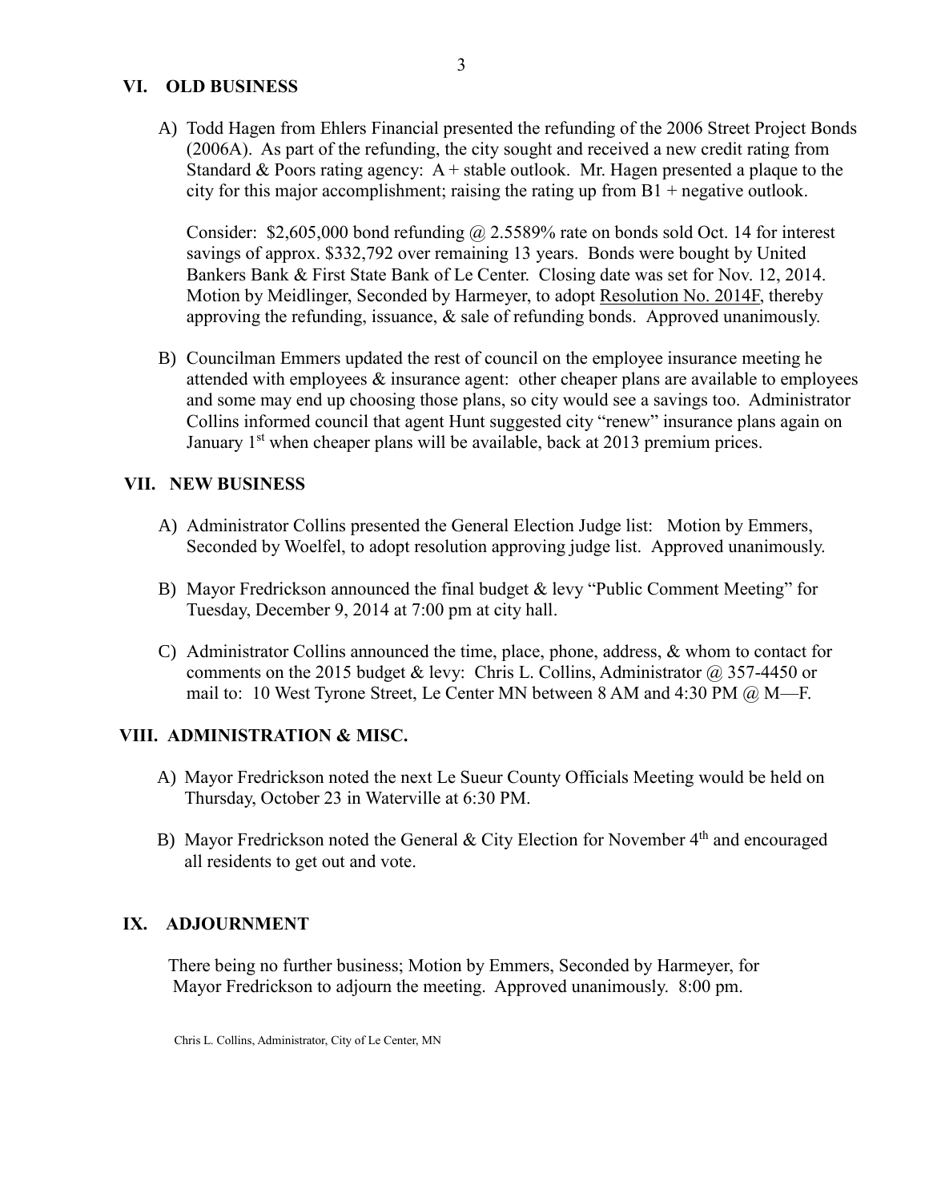## VI. OLD BUSINESS

A) Todd Hagen from Ehlers Financial presented the refunding of the 2006 Street Project Bonds (2006A). As part of the refunding, the city sought and received a new credit rating from Standard & Poors rating agency: A + stable outlook. Mr. Hagen presented a plaque to the city for this major accomplishment; raising the rating up from B1 + negative outlook.

Consider: $2,605,000 bond refunding @ 2.5589% rate on bonds sold Oct. 14 for interest savings of approx. $332,792 over remaining 13 years. Bonds were bought by United Bankers Bank & First State Bank of Le Center. Closing date was set for Nov. 12, 2014. Motion by Meidlinger, Seconded by Harmeyer, to adopt Resolution No. 2014F, thereby approving the refunding, issuance, & sale of refunding bonds. Approved unanimously.

B) Councilman Emmers updated the rest of council on the employee insurance meeting he attended with employees & insurance agent: other cheaper plans are available to employees and some may end up choosing those plans, so city would see a savings too. Administrator Collins informed council that agent Hunt suggested city "renew" insurance plans again on January 1st when cheaper plans will be available, back at 2013 premium prices.

## VII. NEW BUSINESS

A) Administrator Collins presented the General Election Judge list: Motion by Emmers, Seconded by Woelfel, to adopt resolution approving judge list. Approved unanimously.

B) Mayor Fredrickson announced the final budget & levy "Public Comment Meeting" for Tuesday, December 9, 2014 at 7:00 pm at city hall.

C) Administrator Collins announced the time, place, phone, address, & whom to contact for comments on the 2015 budget & levy: Chris L. Collins, Administrator @ 357-4450 or mail to: 10 West Tyrone Street, Le Center MN between 8 AM and 4:30 PM @ M—F.

## VIII. ADMINISTRATION & MISC.

A) Mayor Fredrickson noted the next Le Sueur County Officials Meeting would be held on Thursday, October 23 in Waterville at 6:30 PM.

B) Mayor Fredrickson noted the General & City Election for November 4th and encouraged all residents to get out and vote.

## IX. ADJOURNMENT

There being no further business; Motion by Emmers, Seconded by Harmeyer, for Mayor Fredrickson to adjourn the meeting. Approved unanimously. 8:00 pm.

Chris L. Collins, Administrator, City of Le Center, MN